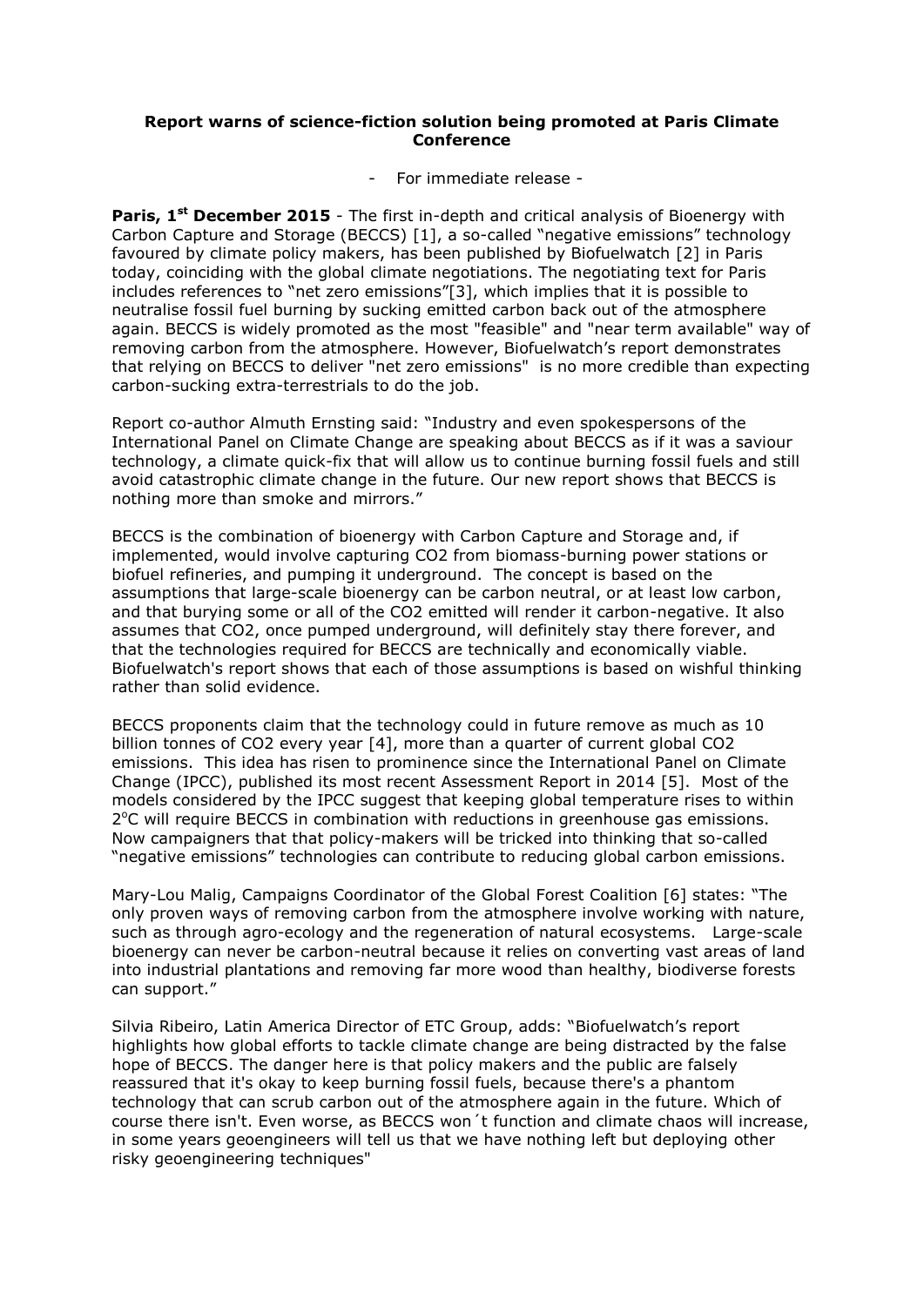**Report warns of science-fiction solution being promoted at Paris Climate Conference**

- For immediate release -

**Paris, 1st December 2015** - The first in-depth and critical analysis of Bioenergy with Carbon Capture and Storage (BECCS) [1], a so-called "negative emissions" technology favoured by climate policy makers, has been published by Biofuelwatch [2] in Paris today, coinciding with the global climate negotiations. The negotiating text for Paris includes references to "net zero emissions"[3], which implies that it is possible to neutralise fossil fuel burning by sucking emitted carbon back out of the atmosphere again. BECCS is widely promoted as the most "feasible" and "near term available" way of removing carbon from the atmosphere. However, Biofuelwatch's report demonstrates that relying on BECCS to deliver "net zero emissions" is no more credible than expecting carbon-sucking extra-terrestrials to do the job.

Report co-author Almuth Ernsting said: "Industry and even spokespersons of the International Panel on Climate Change are speaking about BECCS as if it was a saviour technology, a climate quick-fix that will allow us to continue burning fossil fuels and still avoid catastrophic climate change in the future. Our new report shows that BECCS is nothing more than smoke and mirrors."

BECCS is the combination of bioenergy with Carbon Capture and Storage and, if implemented, would involve capturing CO2 from biomass-burning power stations or biofuel refineries, and pumping it underground. The concept is based on the assumptions that large-scale bioenergy can be carbon neutral, or at least low carbon, and that burying some or all of the CO2 emitted will render it carbon-negative. It also assumes that CO2, once pumped underground, will definitely stay there forever, and that the technologies required for BECCS are technically and economically viable. Biofuelwatch's report shows that each of those assumptions is based on wishful thinking rather than solid evidence.

BECCS proponents claim that the technology could in future remove as much as 10 billion tonnes of CO2 every year [4], more than a quarter of current global CO2 emissions. This idea has risen to prominence since the International Panel on Climate Change (IPCC), published its most recent Assessment Report in 2014 [5]. Most of the models considered by the IPCC suggest that keeping global temperature rises to within 2°C will require BECCS in combination with reductions in greenhouse gas emissions. Now campaigners that that policy-makers will be tricked into thinking that so-called "negative emissions" technologies can contribute to reducing global carbon emissions.

Mary-Lou Malig, Campaigns Coordinator of the Global Forest Coalition [6] states: "The only proven ways of removing carbon from the atmosphere involve working with nature, such as through agro-ecology and the regeneration of natural ecosystems. Large-scale bioenergy can never be carbon-neutral because it relies on converting vast areas of land into industrial plantations and removing far more wood than healthy, biodiverse forests can support."

Silvia Ribeiro, Latin America Director of ETC Group, adds: "Biofuelwatch's report highlights how global efforts to tackle climate change are being distracted by the false hope of BECCS. The danger here is that policy makers and the public are falsely reassured that it's okay to keep burning fossil fuels, because there's a phantom technology that can scrub carbon out of the atmosphere again in the future. Which of course there isn't. Even worse, as BECCS won´t function and climate chaos will increase, in some years geoengineers will tell us that we have nothing left but deploying other risky geoengineering techniques"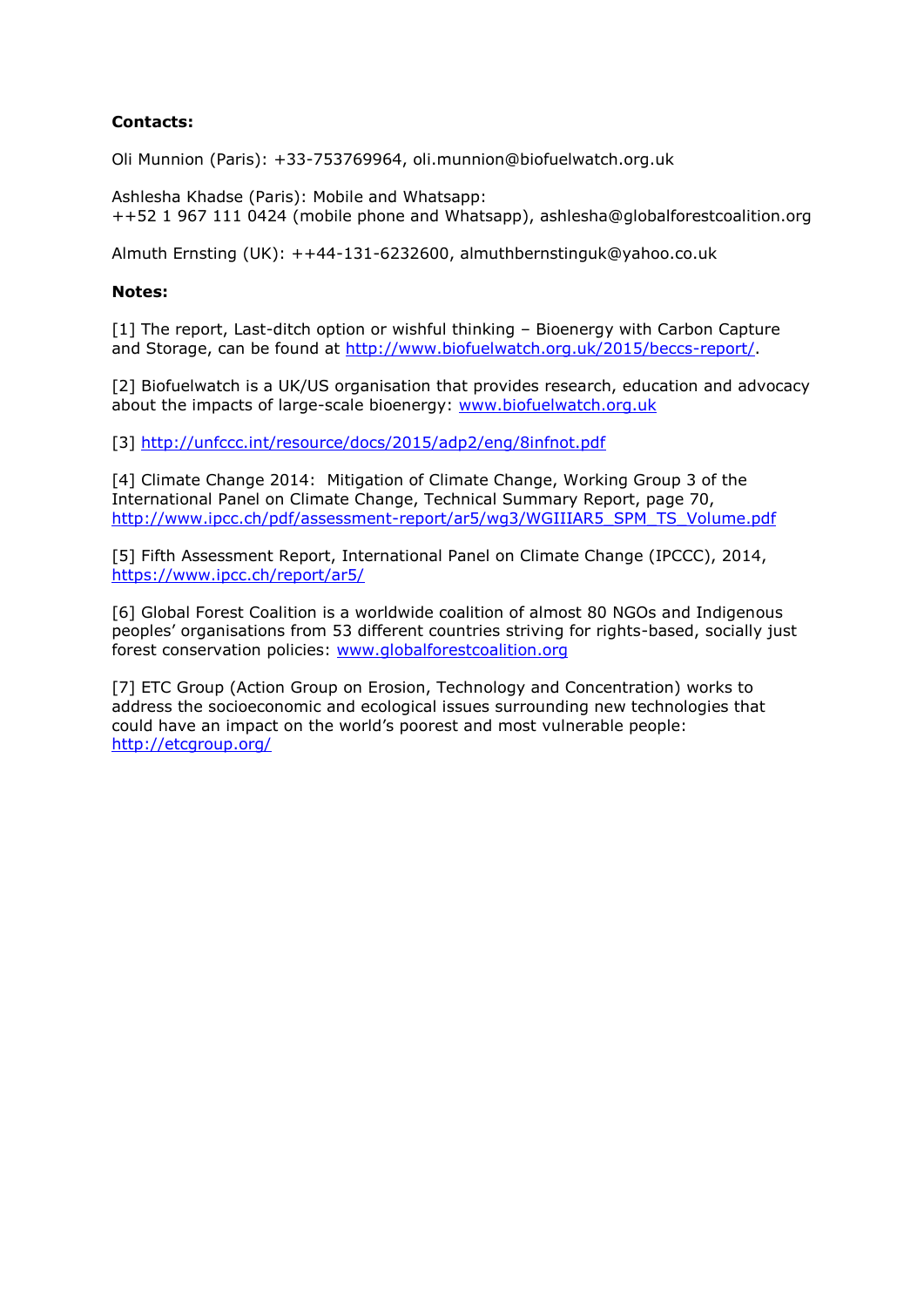**Contacts:**

Oli Munnion (Paris): +33-753769964, oli.munnion@biofuelwatch.org.uk

Ashlesha Khadse (Paris): Mobile and Whatsapp:
++52 1 967 111 0424 (mobile phone and Whatsapp), ashlesha@globalforestcoalition.org

Almuth Ernsting (UK): ++44-131-6232600, almuthbernstinguk@yahoo.co.uk

**Notes:**

[1] The report, Last-ditch option or wishful thinking – Bioenergy with Carbon Capture and Storage, can be found at http://www.biofuelwatch.org.uk/2015/beccs-report/.

[2] Biofuelwatch is a UK/US organisation that provides research, education and advocacy about the impacts of large-scale bioenergy: www.biofuelwatch.org.uk

[3] http://unfccc.int/resource/docs/2015/adp2/eng/8infnot.pdf

[4] Climate Change 2014: Mitigation of Climate Change, Working Group 3 of the International Panel on Climate Change, Technical Summary Report, page 70, http://www.ipcc.ch/pdf/assessment-report/ar5/wg3/WGIIIAR5_SPM_TS_Volume.pdf

[5] Fifth Assessment Report, International Panel on Climate Change (IPCCC), 2014, https://www.ipcc.ch/report/ar5/

[6] Global Forest Coalition is a worldwide coalition of almost 80 NGOs and Indigenous peoples' organisations from 53 different countries striving for rights-based, socially just forest conservation policies: www.globalforestcoalition.org

[7] ETC Group (Action Group on Erosion, Technology and Concentration) works to address the socioeconomic and ecological issues surrounding new technologies that could have an impact on the world's poorest and most vulnerable people: http://etcgroup.org/